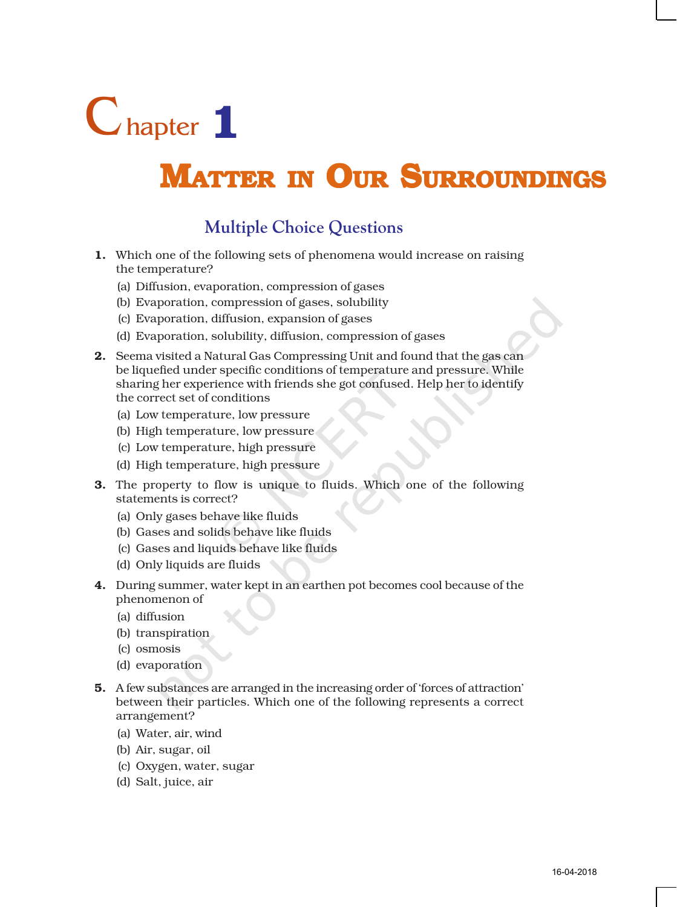# Chapter 1

# Matter in Our Surroundings

## Multiple Choice Questions

**1.** Which one of the following sets of phenomena would increase on raising the temperature?

(a) Diffusion, evaporation, compression of gases

(b) Evaporation, compression of gases, solubility

(c) Evaporation, diffusion, expansion of gases

(d) Evaporation, solubility, diffusion, compression of gases

**2.** Seema visited a Natural Gas Compressing Unit and found that the gas can be liquefied under specific conditions of temperature and pressure. While sharing her experience with friends she got confused. Help her to identify the correct set of conditions

(a) Low temperature, low pressure

(b) High temperature, low pressure

(c) Low temperature, high pressure

(d) High temperature, high pressure

**3.** The property to flow is unique to fluids. Which one of the following statements is correct?

(a) Only gases behave like fluids

(b) Gases and solids behave like fluids

(c) Gases and liquids behave like fluids

(d) Only liquids are fluids

**4.** During summer, water kept in an earthen pot becomes cool because of the phenomenon of

(a) diffusion

(b) transpiration

(c) osmosis

(d) evaporation

**5.** A few substances are arranged in the increasing order of 'forces of attraction' between their particles. Which one of the following represents a correct arrangement?

(a) Water, air, wind

(b) Air, sugar, oil

(c) Oxygen, water, sugar

(d) Salt, juice, air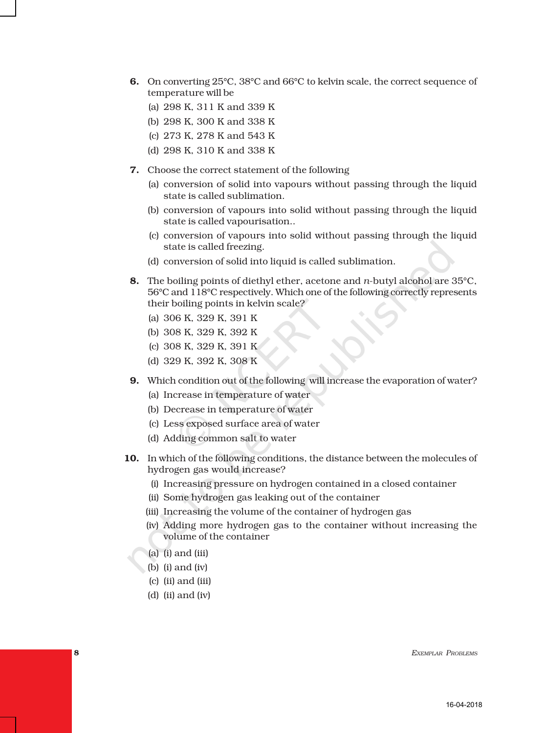6. On converting 25°C, 38°C and 66°C to kelvin scale, the correct sequence of temperature will be
   - (a) 298 K, 311 K and 339 K
   - (b) 298 K, 300 K and 338 K
   - (c) 273 K, 278 K and 543 K
   - (d) 298 K, 310 K and 338 K

7. Choose the correct statement of the following
   - (a) conversion of solid into vapours without passing through the liquid state is called sublimation.
   - (b) conversion of vapours into solid without passing through the liquid state is called vapourisation..
   - (c) conversion of vapours into solid without passing through the liquid state is called freezing.
   - (d) conversion of solid into liquid is called sublimation.

8. The boiling points of diethyl ether, acetone and *n*-butyl alcohol are 35°C, 56°C and 118°C respectively. Which one of the following correctly represents their boiling points in kelvin scale?
   - (a) 306 K, 329 K, 391 K
   - (b) 308 K, 329 K, 392 K
   - (c) 308 K, 329 K, 391 K
   - (d) 329 K, 392 K, 308 K

9. Which condition out of the following will increase the evaporation of water?
   - (a) Increase in temperature of water
   - (b) Decrease in temperature of water
   - (c) Less exposed surface area of water
   - (d) Adding common salt to water

10. In which of the following conditions, the distance between the molecules of hydrogen gas would increase?
    - (i) Increasing pressure on hydrogen contained in a closed container
    - (ii) Some hydrogen gas leaking out of the container
    - (iii) Increasing the volume of the container of hydrogen gas
    - (iv) Adding more hydrogen gas to the container without increasing the volume of the container

    - (a) (i) and (iii)
    - (b) (i) and (iv)
    - (c) (ii) and (iii)
    - (d) (ii) and (iv)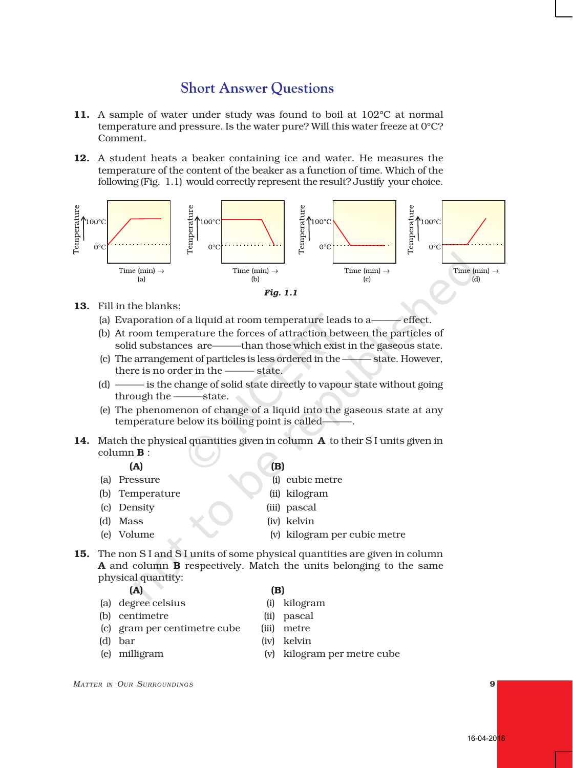## Short Answer Questions

**11.** A sample of water under study was found to boil at 102°C at normal temperature and pressure. Is the water pure? Will this water freeze at 0°C? Comment.

**12.** A student heats a beaker containing ice and water. He measures the temperature of the content of the beaker as a function of time. Which of the following (Fig. 1.1) would correctly represent the result? Justify your choice.

*Fig. 1.1*

**13.** Fill in the blanks:

(a) Evaporation of a liquid at room temperature leads to a——— effect.

(b) At room temperature the forces of attraction between the particles of solid substances are———than those which exist in the gaseous state.

(c) The arrangement of particles is less ordered in the ——— state. However, there is no order in the ——— state.

(d) ——— is the change of solid state directly to vapour state without going through the ———state.

(e) The phenomenon of change of a liquid into the gaseous state at any temperature below its boiling point is called———.

**14.** Match the physical quantities given in column **A** to their S I units given in column **B** :

| (A) | (B) |
|---|---|
| (a) Pressure | (i) cubic metre |
| (b) Temperature | (ii) kilogram |
| (c) Density | (iii) pascal |
| (d) Mass | (iv) kelvin |
| (e) Volume | (v) kilogram per cubic metre |

**15.** The non S I and S I units of some physical quantities are given in column **A** and column **B** respectively. Match the units belonging to the same physical quantity:

| (A) | (B) |
|---|---|
| (a) degree celsius | (i) kilogram |
| (b) centimetre | (ii) pascal |
| (c) gram per centimetre cube | (iii) metre |
| (d) bar | (iv) kelvin |
| (e) milligram | (v) kilogram per metre cube |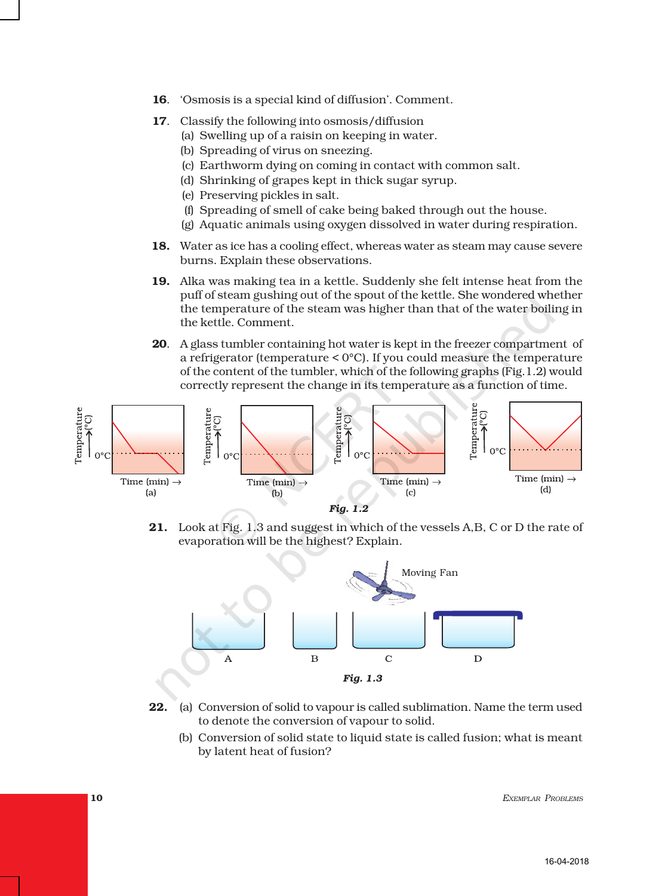16. 'Osmosis is a special kind of diffusion'. Comment.

17. Classify the following into osmosis/diffusion
   (a) Swelling up of a raisin on keeping in water.
   (b) Spreading of virus on sneezing.
   (c) Earthworm dying on coming in contact with common salt.
   (d) Shrinking of grapes kept in thick sugar syrup.
   (e) Preserving pickles in salt.
   (f) Spreading of smell of cake being baked through out the house.
   (g) Aquatic animals using oxygen dissolved in water during respiration.

18. Water as ice has a cooling effect, whereas water as steam may cause severe burns. Explain these observations.

19. Alka was making tea in a kettle. Suddenly she felt intense heat from the puff of steam gushing out of the spout of the kettle. She wondered whether the temperature of the steam was higher than that of the water boiling in the kettle. Comment.

20. A glass tumbler containing hot water is kept in the freezer compartment of a refrigerator (temperature < 0°C). If you could measure the temperature of the content of the tumbler, which of the following graphs (Fig.1.2) would correctly represent the change in its temperature as a function of time.

*Fig. 1.2*

21. Look at Fig. 1.3 and suggest in which of the vessels A,B, C or D the rate of evaporation will be the highest? Explain.

*Fig. 1.3*

22. (a) Conversion of solid to vapour is called sublimation. Name the term used to denote the conversion of vapour to solid.
   (b) Conversion of solid state to liquid state is called fusion; what is meant by latent heat of fusion?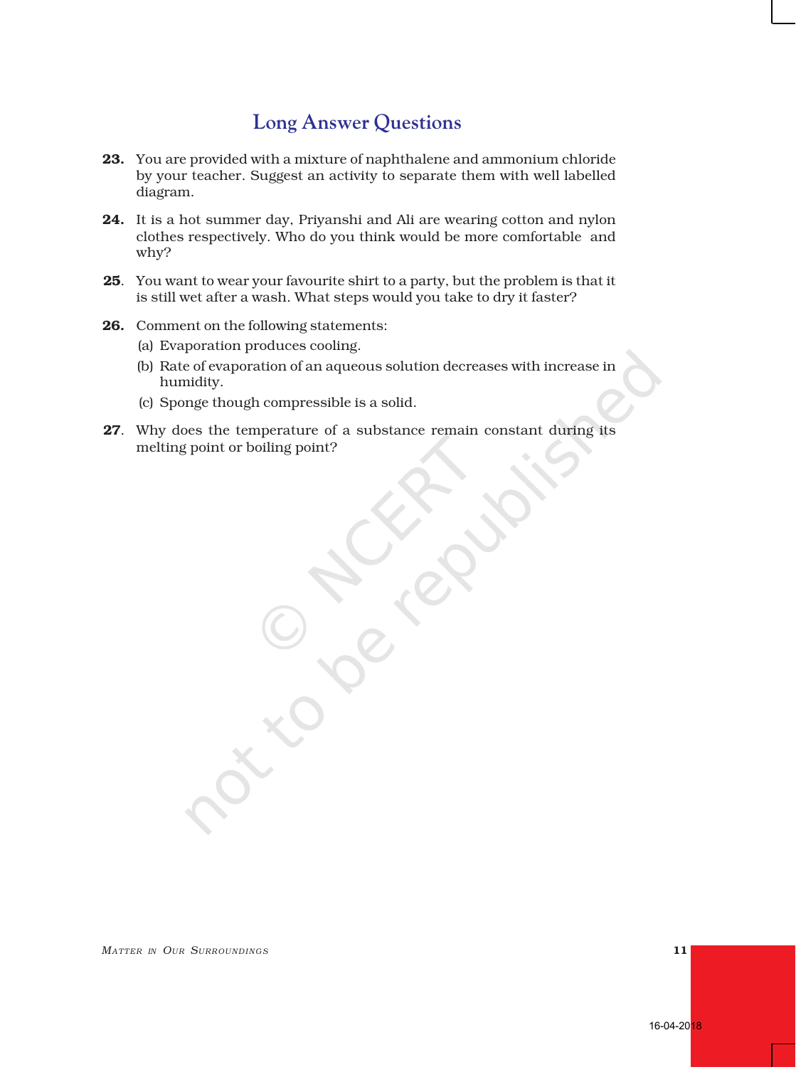## Long Answer Questions

**23.** You are provided with a mixture of naphthalene and ammonium chloride by your teacher. Suggest an activity to separate them with well labelled diagram.

**24.** It is a hot summer day, Priyanshi and Ali are wearing cotton and nylon clothes respectively. Who do you think would be more comfortable and why?

**25**. You want to wear your favourite shirt to a party, but the problem is that it is still wet after a wash. What steps would you take to dry it faster?

**26.** Comment on the following statements:

(a) Evaporation produces cooling.

(b) Rate of evaporation of an aqueous solution decreases with increase in humidity.

(c) Sponge though compressible is a solid.

**27**. Why does the temperature of a substance remain constant during its melting point or boiling point?